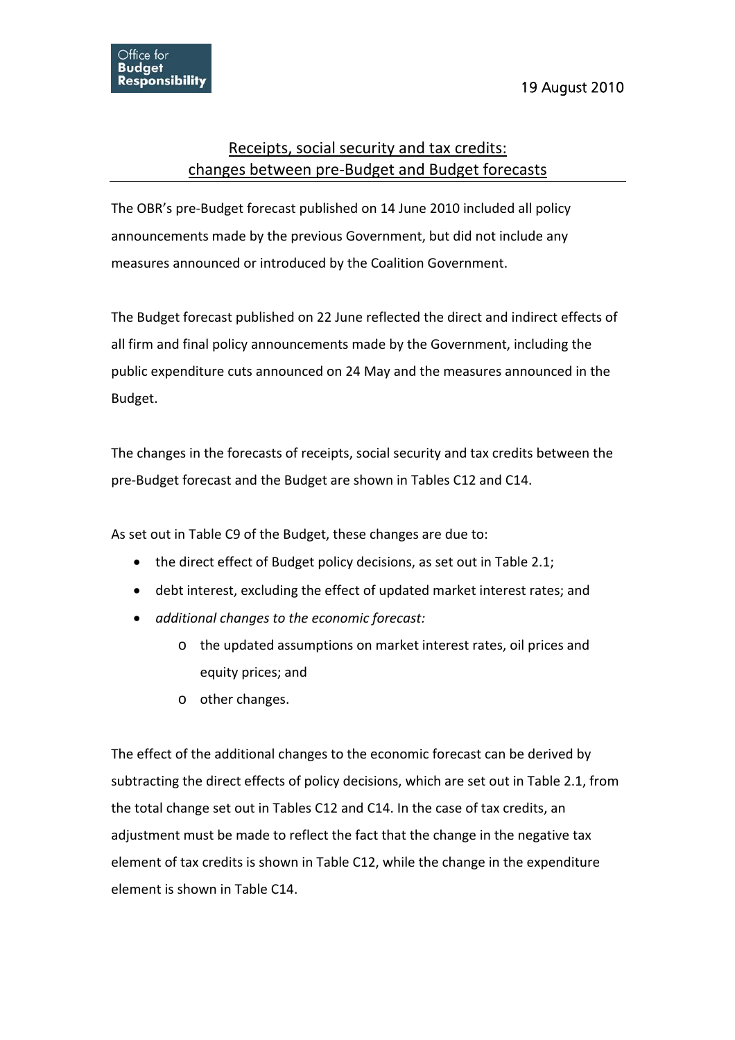Office for Budget Responsibility

19 August 2010

# Receipts, social security and tax credits: changes between pre-Budget and Budget forecasts

The OBR's pre-Budget forecast published on 14 June 2010 included all policy announcements made by the previous Government, but did not include any measures announced or introduced by the Coalition Government.

The Budget forecast published on 22 June reflected the direct and indirect effects of all firm and final policy announcements made by the Government, including the public expenditure cuts announced on 24 May and the measures announced in the Budget.

The changes in the forecasts of receipts, social security and tax credits between the pre-Budget forecast and the Budget are shown in Tables C12 and C14.

As set out in Table C9 of the Budget, these changes are due to:

- the direct effect of Budget policy decisions, as set out in Table 2.1;
- debt interest, excluding the effect of updated market interest rates; and
- *additional changes to the economic forecast:*
  - the updated assumptions on market interest rates, oil prices and equity prices; and
  - other changes.

The effect of the additional changes to the economic forecast can be derived by subtracting the direct effects of policy decisions, which are set out in Table 2.1, from the total change set out in Tables C12 and C14. In the case of tax credits, an adjustment must be made to reflect the fact that the change in the negative tax element of tax credits is shown in Table C12, while the change in the expenditure element is shown in Table C14.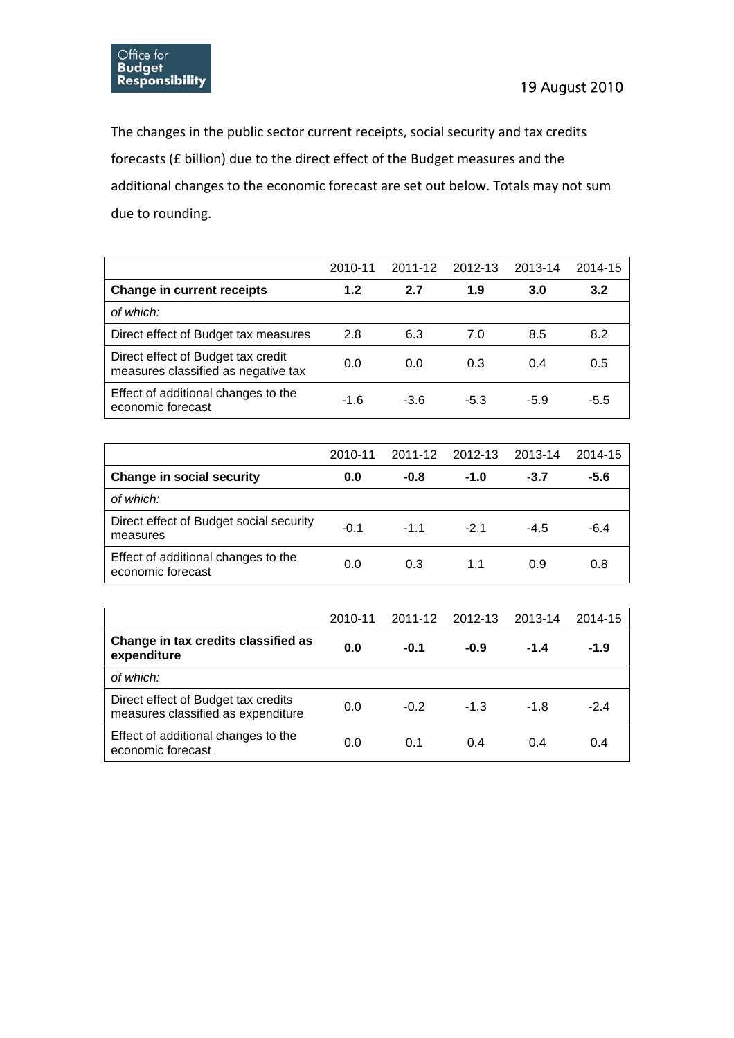19 August 2010

The changes in the public sector current receipts, social security and tax credits forecasts (£ billion) due to the direct effect of the Budget measures and the additional changes to the economic forecast are set out below. Totals may not sum due to rounding.

| | 2010-11 | 2011-12 | 2012-13 | 2013-14 | 2014-15 |
|---|---|---|---|---|---|
| **Change in current receipts** | **1.2** | **2.7** | **1.9** | **3.0** | **3.2** |
| *of which:* | | | | | |
| Direct effect of Budget tax measures | 2.8 | 6.3 | 7.0 | 8.5 | 8.2 |
| Direct effect of Budget tax credit measures classified as negative tax | 0.0 | 0.0 | 0.3 | 0.4 | 0.5 |
| Effect of additional changes to the economic forecast | -1.6 | -3.6 | -5.3 | -5.9 | -5.5 |

| | 2010-11 | 2011-12 | 2012-13 | 2013-14 | 2014-15 |
|---|---|---|---|---|---|
| **Change in social security** | **0.0** | **-0.8** | **-1.0** | **-3.7** | **-5.6** |
| *of which:* | | | | | |
| Direct effect of Budget social security measures | -0.1 | -1.1 | -2.1 | -4.5 | -6.4 |
| Effect of additional changes to the economic forecast | 0.0 | 0.3 | 1.1 | 0.9 | 0.8 |

| | 2010-11 | 2011-12 | 2012-13 | 2013-14 | 2014-15 |
|---|---|---|---|---|---|
| **Change in tax credits classified as expenditure** | **0.0** | **-0.1** | **-0.9** | **-1.4** | **-1.9** |
| *of which:* | | | | | |
| Direct effect of Budget tax credits measures classified as expenditure | 0.0 | -0.2 | -1.3 | -1.8 | -2.4 |
| Effect of additional changes to the economic forecast | 0.0 | 0.1 | 0.4 | 0.4 | 0.4 |